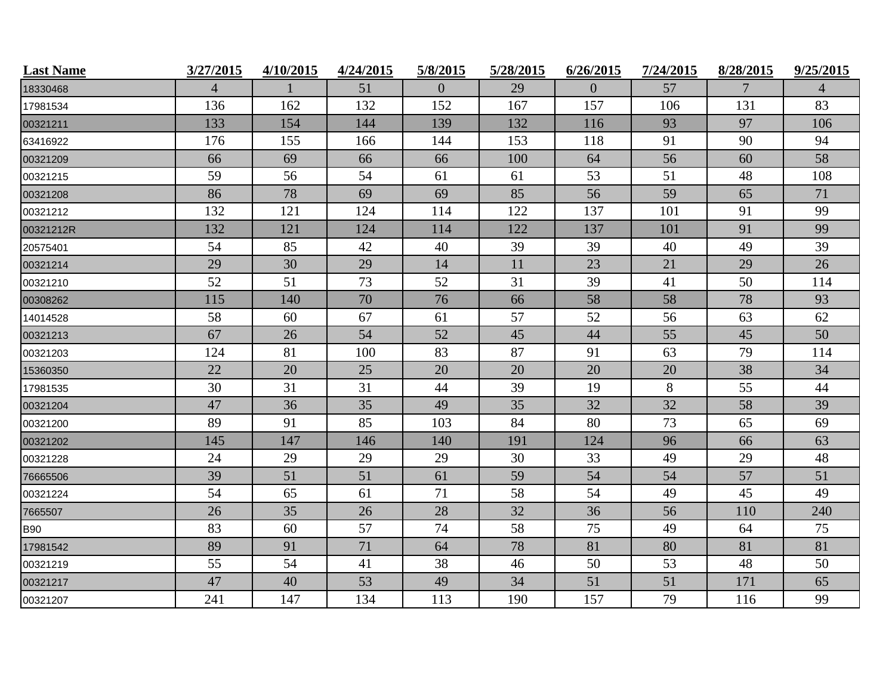| Last Name | 3/27/2015 | 4/10/2015 | 4/24/2015 | 5/8/2015 | 5/28/2015 | 6/26/2015 | 7/24/2015 | 8/28/2015 | 9/25/2015 |
|---|---|---|---|---|---|---|---|---|---|
| 18330468 | 4 | 1 | 51 | 0 | 29 | 0 | 57 | 7 | 4 |
| 17981534 | 136 | 162 | 132 | 152 | 167 | 157 | 106 | 131 | 83 |
| 00321211 | 133 | 154 | 144 | 139 | 132 | 116 | 93 | 97 | 106 |
| 63416922 | 176 | 155 | 166 | 144 | 153 | 118 | 91 | 90 | 94 |
| 00321209 | 66 | 69 | 66 | 66 | 100 | 64 | 56 | 60 | 58 |
| 00321215 | 59 | 56 | 54 | 61 | 61 | 53 | 51 | 48 | 108 |
| 00321208 | 86 | 78 | 69 | 69 | 85 | 56 | 59 | 65 | 71 |
| 00321212 | 132 | 121 | 124 | 114 | 122 | 137 | 101 | 91 | 99 |
| 00321212R | 132 | 121 | 124 | 114 | 122 | 137 | 101 | 91 | 99 |
| 20575401 | 54 | 85 | 42 | 40 | 39 | 39 | 40 | 49 | 39 |
| 00321214 | 29 | 30 | 29 | 14 | 11 | 23 | 21 | 29 | 26 |
| 00321210 | 52 | 51 | 73 | 52 | 31 | 39 | 41 | 50 | 114 |
| 00308262 | 115 | 140 | 70 | 76 | 66 | 58 | 58 | 78 | 93 |
| 14014528 | 58 | 60 | 67 | 61 | 57 | 52 | 56 | 63 | 62 |
| 00321213 | 67 | 26 | 54 | 52 | 45 | 44 | 55 | 45 | 50 |
| 00321203 | 124 | 81 | 100 | 83 | 87 | 91 | 63 | 79 | 114 |
| 15360350 | 22 | 20 | 25 | 20 | 20 | 20 | 20 | 38 | 34 |
| 17981535 | 30 | 31 | 31 | 44 | 39 | 19 | 8 | 55 | 44 |
| 00321204 | 47 | 36 | 35 | 49 | 35 | 32 | 32 | 58 | 39 |
| 00321200 | 89 | 91 | 85 | 103 | 84 | 80 | 73 | 65 | 69 |
| 00321202 | 145 | 147 | 146 | 140 | 191 | 124 | 96 | 66 | 63 |
| 00321228 | 24 | 29 | 29 | 29 | 30 | 33 | 49 | 29 | 48 |
| 76665506 | 39 | 51 | 51 | 61 | 59 | 54 | 54 | 57 | 51 |
| 00321224 | 54 | 65 | 61 | 71 | 58 | 54 | 49 | 45 | 49 |
| 7665507 | 26 | 35 | 26 | 28 | 32 | 36 | 56 | 110 | 240 |
| B90 | 83 | 60 | 57 | 74 | 58 | 75 | 49 | 64 | 75 |
| 17981542 | 89 | 91 | 71 | 64 | 78 | 81 | 80 | 81 | 81 |
| 00321219 | 55 | 54 | 41 | 38 | 46 | 50 | 53 | 48 | 50 |
| 00321217 | 47 | 40 | 53 | 49 | 34 | 51 | 51 | 171 | 65 |
| 00321207 | 241 | 147 | 134 | 113 | 190 | 157 | 79 | 116 | 99 |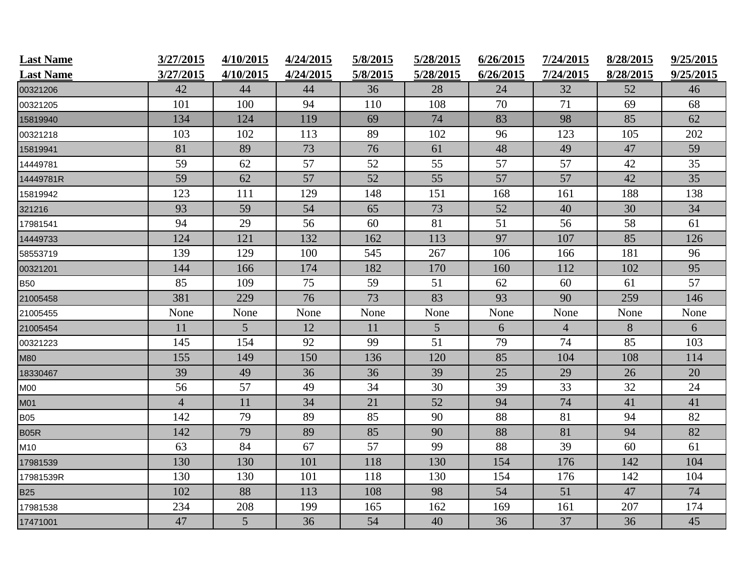| Last Name | 3/27/2015 | 4/10/2015 | 4/24/2015 | 5/8/2015 | 5/28/2015 | 6/26/2015 | 7/24/2015 | 8/28/2015 | 9/25/2015 |
|---|---|---|---|---|---|---|---|---|---|
| Last Name | 3/27/2015 | 4/10/2015 | 4/24/2015 | 5/8/2015 | 5/28/2015 | 6/26/2015 | 7/24/2015 | 8/28/2015 | 9/25/2015 |
| 00321206 | 42 | 44 | 44 | 36 | 28 | 24 | 32 | 52 | 46 |
| 00321205 | 101 | 100 | 94 | 110 | 108 | 70 | 71 | 69 | 68 |
| 15819940 | 134 | 124 | 119 | 69 | 74 | 83 | 98 | 85 | 62 |
| 00321218 | 103 | 102 | 113 | 89 | 102 | 96 | 123 | 105 | 202 |
| 15819941 | 81 | 89 | 73 | 76 | 61 | 48 | 49 | 47 | 59 |
| 14449781 | 59 | 62 | 57 | 52 | 55 | 57 | 57 | 42 | 35 |
| 14449781R | 59 | 62 | 57 | 52 | 55 | 57 | 57 | 42 | 35 |
| 15819942 | 123 | 111 | 129 | 148 | 151 | 168 | 161 | 188 | 138 |
| 321216 | 93 | 59 | 54 | 65 | 73 | 52 | 40 | 30 | 34 |
| 17981541 | 94 | 29 | 56 | 60 | 81 | 51 | 56 | 58 | 61 |
| 14449733 | 124 | 121 | 132 | 162 | 113 | 97 | 107 | 85 | 126 |
| 58553719 | 139 | 129 | 100 | 545 | 267 | 106 | 166 | 181 | 96 |
| 00321201 | 144 | 166 | 174 | 182 | 170 | 160 | 112 | 102 | 95 |
| B50 | 85 | 109 | 75 | 59 | 51 | 62 | 60 | 61 | 57 |
| 21005458 | 381 | 229 | 76 | 73 | 83 | 93 | 90 | 259 | 146 |
| 21005455 | None | None | None | None | None | None | None | None | None |
| 21005454 | 11 | 5 | 12 | 11 | 5 | 6 | 4 | 8 | 6 |
| 00321223 | 145 | 154 | 92 | 99 | 51 | 79 | 74 | 85 | 103 |
| M80 | 155 | 149 | 150 | 136 | 120 | 85 | 104 | 108 | 114 |
| 18330467 | 39 | 49 | 36 | 36 | 39 | 25 | 29 | 26 | 20 |
| M00 | 56 | 57 | 49 | 34 | 30 | 39 | 33 | 32 | 24 |
| M01 | 4 | 11 | 34 | 21 | 52 | 94 | 74 | 41 | 41 |
| B05 | 142 | 79 | 89 | 85 | 90 | 88 | 81 | 94 | 82 |
| B05R | 142 | 79 | 89 | 85 | 90 | 88 | 81 | 94 | 82 |
| M10 | 63 | 84 | 67 | 57 | 99 | 88 | 39 | 60 | 61 |
| 17981539 | 130 | 130 | 101 | 118 | 130 | 154 | 176 | 142 | 104 |
| 17981539R | 130 | 130 | 101 | 118 | 130 | 154 | 176 | 142 | 104 |
| B25 | 102 | 88 | 113 | 108 | 98 | 54 | 51 | 47 | 74 |
| 17981538 | 234 | 208 | 199 | 165 | 162 | 169 | 161 | 207 | 174 |
| 17471001 | 47 | 5 | 36 | 54 | 40 | 36 | 37 | 36 | 45 |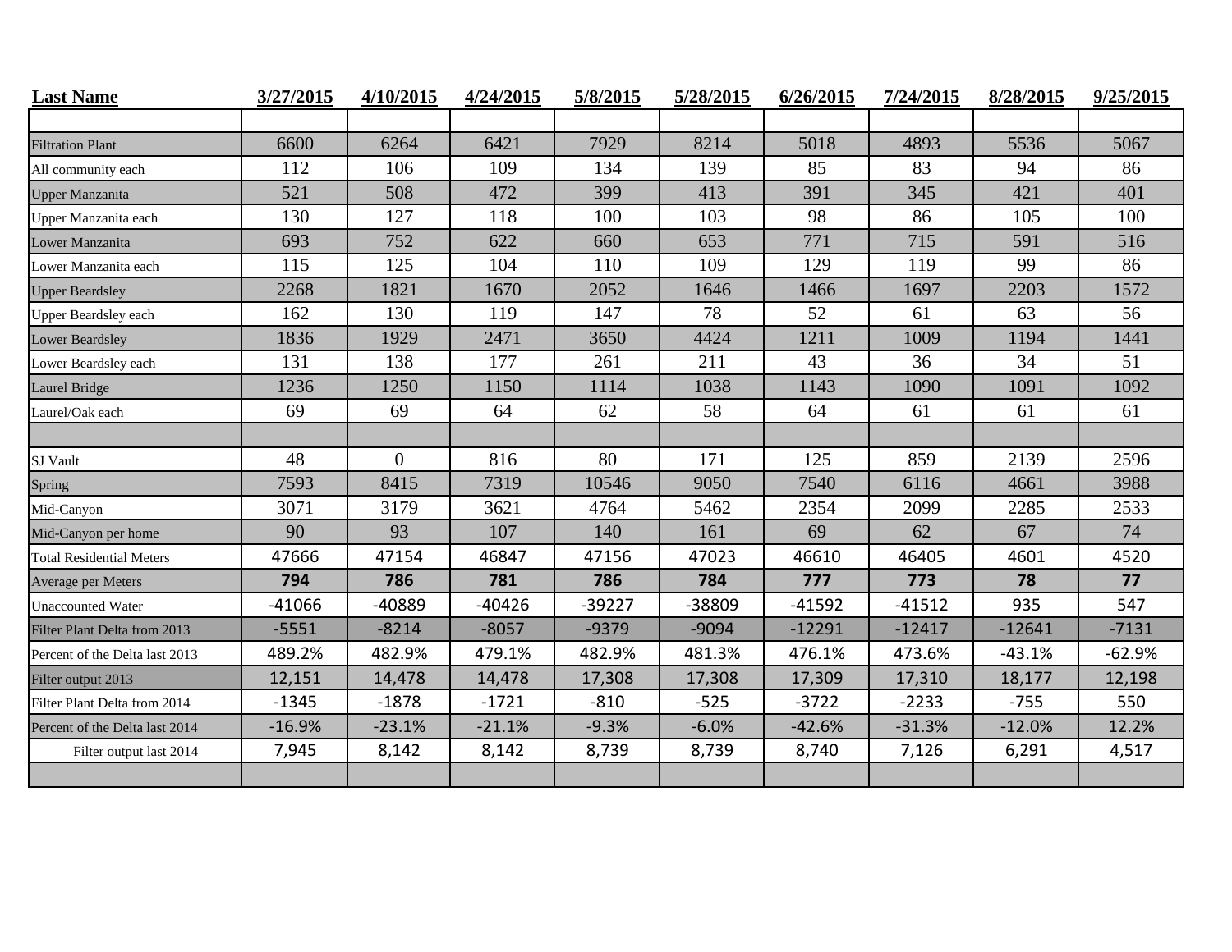| Last Name | 3/27/2015 | 4/10/2015 | 4/24/2015 | 5/8/2015 | 5/28/2015 | 6/26/2015 | 7/24/2015 | 8/28/2015 | 9/25/2015 |
|---|---|---|---|---|---|---|---|---|---|
| | | | | | | | | | |
| Filtration Plant | 6600 | 6264 | 6421 | 7929 | 8214 | 5018 | 4893 | 5536 | 5067 |
| All community each | 112 | 106 | 109 | 134 | 139 | 85 | 83 | 94 | 86 |
| Upper Manzanita | 521 | 508 | 472 | 399 | 413 | 391 | 345 | 421 | 401 |
| Upper Manzanita each | 130 | 127 | 118 | 100 | 103 | 98 | 86 | 105 | 100 |
| Lower Manzanita | 693 | 752 | 622 | 660 | 653 | 771 | 715 | 591 | 516 |
| Lower Manzanita each | 115 | 125 | 104 | 110 | 109 | 129 | 119 | 99 | 86 |
| Upper Beardsley | 2268 | 1821 | 1670 | 2052 | 1646 | 1466 | 1697 | 2203 | 1572 |
| Upper Beardsley each | 162 | 130 | 119 | 147 | 78 | 52 | 61 | 63 | 56 |
| Lower Beardsley | 1836 | 1929 | 2471 | 3650 | 4424 | 1211 | 1009 | 1194 | 1441 |
| Lower Beardsley each | 131 | 138 | 177 | 261 | 211 | 43 | 36 | 34 | 51 |
| Laurel Bridge | 1236 | 1250 | 1150 | 1114 | 1038 | 1143 | 1090 | 1091 | 1092 |
| Laurel/Oak each | 69 | 69 | 64 | 62 | 58 | 64 | 61 | 61 | 61 |
| | | | | | | | | | |
| SJ Vault | 48 | 0 | 816 | 80 | 171 | 125 | 859 | 2139 | 2596 |
| Spring | 7593 | 8415 | 7319 | 10546 | 9050 | 7540 | 6116 | 4661 | 3988 |
| Mid-Canyon | 3071 | 3179 | 3621 | 4764 | 5462 | 2354 | 2099 | 2285 | 2533 |
| Mid-Canyon per home | 90 | 93 | 107 | 140 | 161 | 69 | 62 | 67 | 74 |
| Total Residential Meters | 47666 | 47154 | 46847 | 47156 | 47023 | 46610 | 46405 | 4601 | 4520 |
| Average per Meters | **794** | **786** | **781** | **786** | **784** | **777** | **773** | **78** | **77** |
| Unaccounted Water | -41066 | -40889 | -40426 | -39227 | -38809 | -41592 | -41512 | 935 | 547 |
| Filter Plant Delta from 2013 | -5551 | -8214 | -8057 | -9379 | -9094 | -12291 | -12417 | -12641 | -7131 |
| Percent of the Delta last 2013 | 489.2% | 482.9% | 479.1% | 482.9% | 481.3% | 476.1% | 473.6% | -43.1% | -62.9% |
| Filter output 2013 | 12,151 | 14,478 | 14,478 | 17,308 | 17,308 | 17,309 | 17,310 | 18,177 | 12,198 |
| Filter Plant Delta from 2014 | -1345 | -1878 | -1721 | -810 | -525 | -3722 | -2233 | -755 | 550 |
| Percent of the Delta last 2014 | -16.9% | -23.1% | -21.1% | -9.3% | -6.0% | -42.6% | -31.3% | -12.0% | 12.2% |
| Filter output last 2014 | 7,945 | 8,142 | 8,142 | 8,739 | 8,739 | 8,740 | 7,126 | 6,291 | 4,517 |
| | | | | | | | | | |